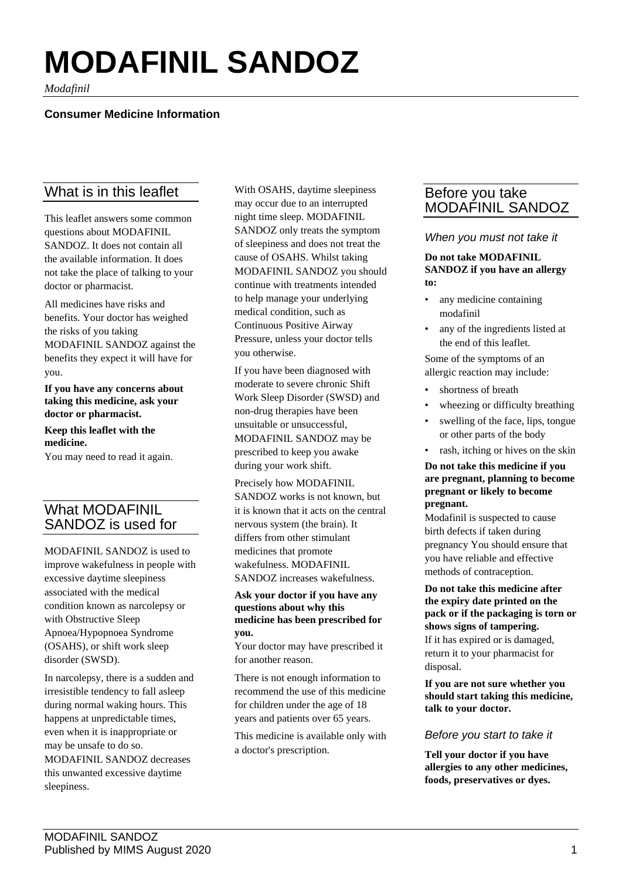# MODAFINIL SANDOZ

*Modafinil*

**Consumer Medicine Information**

## What is in this leaflet

This leaflet answers some common questions about MODAFINIL SANDOZ. It does not contain all the available information. It does not take the place of talking to your doctor or pharmacist.

All medicines have risks and benefits. Your doctor has weighed the risks of you taking MODAFINIL SANDOZ against the benefits they expect it will have for you.

**If you have any concerns about taking this medicine, ask your doctor or pharmacist.**

**Keep this leaflet with the medicine.**
You may need to read it again.

## What MODAFINIL SANDOZ is used for

MODAFINIL SANDOZ is used to improve wakefulness in people with excessive daytime sleepiness associated with the medical condition known as narcolepsy or with Obstructive Sleep Apnoea/Hypopnoea Syndrome (OSAHS), or shift work sleep disorder (SWSD).

In narcolepsy, there is a sudden and irresistible tendency to fall asleep during normal waking hours. This happens at unpredictable times, even when it is inappropriate or may be unsafe to do so. MODAFINIL SANDOZ decreases this unwanted excessive daytime sleepiness.

With OSAHS, daytime sleepiness may occur due to an interrupted night time sleep. MODAFINIL SANDOZ only treats the symptom of sleepiness and does not treat the cause of OSAHS. Whilst taking MODAFINIL SANDOZ you should continue with treatments intended to help manage your underlying medical condition, such as Continuous Positive Airway Pressure, unless your doctor tells you otherwise.

If you have been diagnosed with moderate to severe chronic Shift Work Sleep Disorder (SWSD) and non-drug therapies have been unsuitable or unsuccessful, MODAFINIL SANDOZ may be prescribed to keep you awake during your work shift.

Precisely how MODAFINIL SANDOZ works is not known, but it is known that it acts on the central nervous system (the brain). It differs from other stimulant medicines that promote wakefulness. MODAFINIL SANDOZ increases wakefulness.

**Ask your doctor if you have any questions about why this medicine has been prescribed for you.**
Your doctor may have prescribed it for another reason.

There is not enough information to recommend the use of this medicine for children under the age of 18 years and patients over 65 years.

This medicine is available only with a doctor's prescription.

## Before you take MODAFINIL SANDOZ

### *When you must not take it*

**Do not take MODAFINIL SANDOZ if you have an allergy to:**

- any medicine containing modafinil
- any of the ingredients listed at the end of this leaflet.

Some of the symptoms of an allergic reaction may include:

- shortness of breath
- wheezing or difficulty breathing
- swelling of the face, lips, tongue or other parts of the body
- rash, itching or hives on the skin

**Do not take this medicine if you are pregnant, planning to become pregnant or likely to become pregnant.**
Modafinil is suspected to cause birth defects if taken during pregnancy You should ensure that you have reliable and effective methods of contraception.

**Do not take this medicine after the expiry date printed on the pack or if the packaging is torn or shows signs of tampering.**
If it has expired or is damaged, return it to your pharmacist for disposal.

**If you are not sure whether you should start taking this medicine, talk to your doctor.**

### *Before you start to take it*

**Tell your doctor if you have allergies to any other medicines, foods, preservatives or dyes.**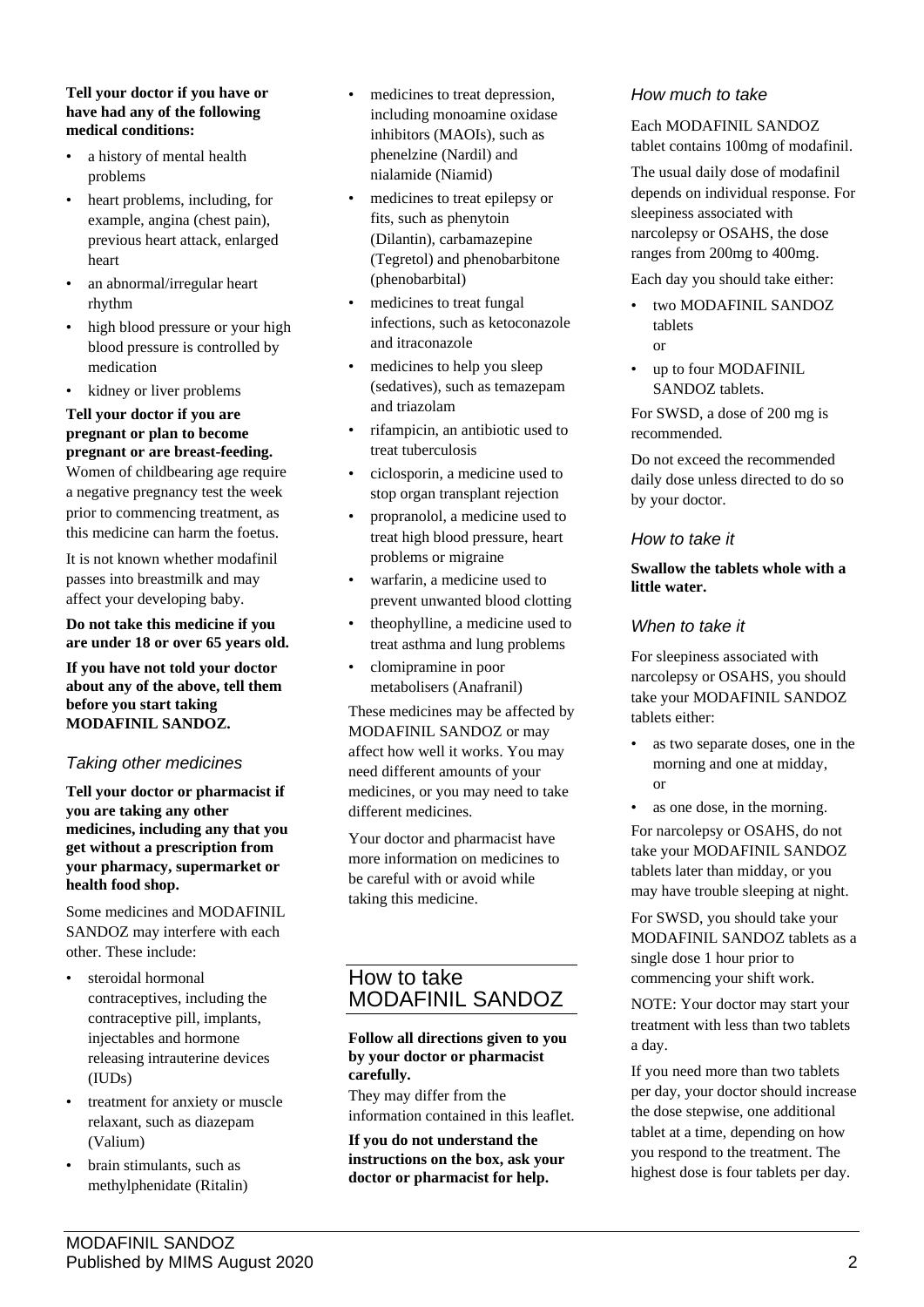**Tell your doctor if you have or have had any of the following medical conditions:**

- a history of mental health problems
- heart problems, including, for example, angina (chest pain), previous heart attack, enlarged heart
- an abnormal/irregular heart rhythm
- high blood pressure or your high blood pressure is controlled by medication
- kidney or liver problems

**Tell your doctor if you are pregnant or plan to become pregnant or are breast-feeding.** Women of childbearing age require a negative pregnancy test the week prior to commencing treatment, as this medicine can harm the foetus.

It is not known whether modafinil passes into breastmilk and may affect your developing baby.

**Do not take this medicine if you are under 18 or over 65 years old.**

**If you have not told your doctor about any of the above, tell them before you start taking MODAFINIL SANDOZ.**

### *Taking other medicines*

**Tell your doctor or pharmacist if you are taking any other medicines, including any that you get without a prescription from your pharmacy, supermarket or health food shop.**

Some medicines and MODAFINIL SANDOZ may interfere with each other. These include:

- steroidal hormonal contraceptives, including the contraceptive pill, implants, injectables and hormone releasing intrauterine devices (IUDs)
- treatment for anxiety or muscle relaxant, such as diazepam (Valium)
- brain stimulants, such as methylphenidate (Ritalin)
- medicines to treat depression, including monoamine oxidase inhibitors (MAOIs), such as phenelzine (Nardil) and nialamide (Niamid)
- medicines to treat epilepsy or fits, such as phenytoin (Dilantin), carbamazepine (Tegretol) and phenobarbitone (phenobarbital)
- medicines to treat fungal infections, such as ketoconazole and itraconazole
- medicines to help you sleep (sedatives), such as temazepam and triazolam
- rifampicin, an antibiotic used to treat tuberculosis
- ciclosporin, a medicine used to stop organ transplant rejection
- propranolol, a medicine used to treat high blood pressure, heart problems or migraine
- warfarin, a medicine used to prevent unwanted blood clotting
- theophylline, a medicine used to treat asthma and lung problems
- clomipramine in poor metabolisers (Anafranil)

These medicines may be affected by MODAFINIL SANDOZ or may affect how well it works. You may need different amounts of your medicines, or you may need to take different medicines.

Your doctor and pharmacist have more information on medicines to be careful with or avoid while taking this medicine.

## How to take MODAFINIL SANDOZ

**Follow all directions given to you by your doctor or pharmacist carefully.**

They may differ from the information contained in this leaflet.

**If you do not understand the instructions on the box, ask your doctor or pharmacist for help.**

### *How much to take*

Each MODAFINIL SANDOZ tablet contains 100mg of modafinil.

The usual daily dose of modafinil depends on individual response. For sleepiness associated with narcolepsy or OSAHS, the dose ranges from 200mg to 400mg.

Each day you should take either:

- two MODAFINIL SANDOZ tablets  
  or
- up to four MODAFINIL SANDOZ tablets.

For SWSD, a dose of 200 mg is recommended.

Do not exceed the recommended daily dose unless directed to do so by your doctor.

### *How to take it*

**Swallow the tablets whole with a little water.**

### *When to take it*

For sleepiness associated with narcolepsy or OSAHS, you should take your MODAFINIL SANDOZ tablets either:

- as two separate doses, one in the morning and one at midday,  
  or
- as one dose, in the morning.

For narcolepsy or OSAHS, do not take your MODAFINIL SANDOZ tablets later than midday, or you may have trouble sleeping at night.

For SWSD, you should take your MODAFINIL SANDOZ tablets as a single dose 1 hour prior to commencing your shift work.

NOTE: Your doctor may start your treatment with less than two tablets a day.

If you need more than two tablets per day, your doctor should increase the dose stepwise, one additional tablet at a time, depending on how you respond to the treatment. The highest dose is four tablets per day.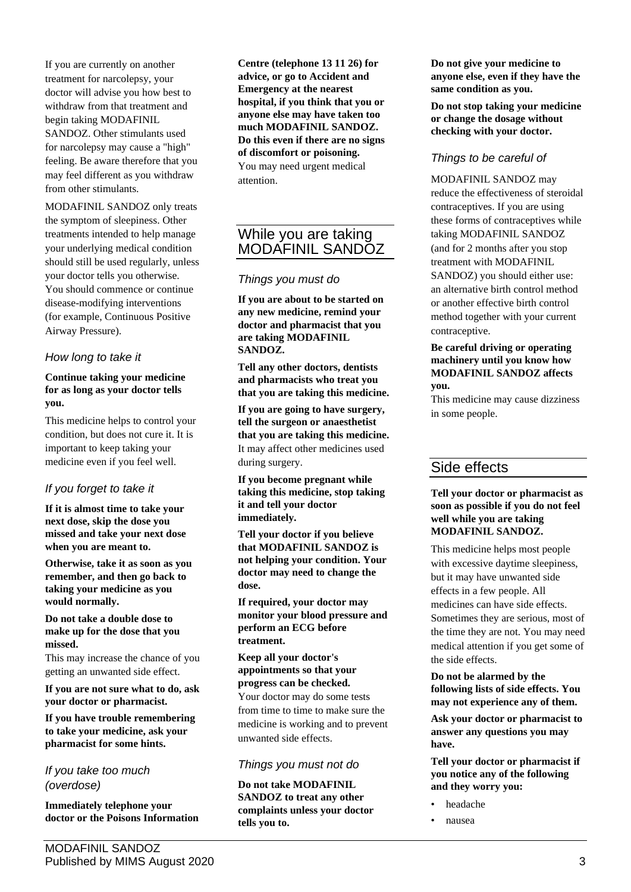If you are currently on another treatment for narcolepsy, your doctor will advise you how best to withdraw from that treatment and begin taking MODAFINIL SANDOZ. Other stimulants used for narcolepsy may cause a "high" feeling. Be aware therefore that you may feel different as you withdraw from other stimulants.

MODAFINIL SANDOZ only treats the symptom of sleepiness. Other treatments intended to help manage your underlying medical condition should still be used regularly, unless your doctor tells you otherwise. You should commence or continue disease-modifying interventions (for example, Continuous Positive Airway Pressure).

### *How long to take it*

**Continue taking your medicine for as long as your doctor tells you.**

This medicine helps to control your condition, but does not cure it. It is important to keep taking your medicine even if you feel well.

### *If you forget to take it*

**If it is almost time to take your next dose, skip the dose you missed and take your next dose when you are meant to.**

**Otherwise, take it as soon as you remember, and then go back to taking your medicine as you would normally.**

**Do not take a double dose to make up for the dose that you missed.**

This may increase the chance of you getting an unwanted side effect.

**If you are not sure what to do, ask your doctor or pharmacist.**

**If you have trouble remembering to take your medicine, ask your pharmacist for some hints.**

### *If you take too much (overdose)*

**Immediately telephone your doctor or the Poisons Information Centre (telephone 13 11 26) for advice, or go to Accident and Emergency at the nearest hospital, if you think that you or anyone else may have taken too much MODAFINIL SANDOZ. Do this even if there are no signs of discomfort or poisoning.**

You may need urgent medical attention.

## While you are taking MODAFINIL SANDOZ

### *Things you must do*

**If you are about to be started on any new medicine, remind your doctor and pharmacist that you are taking MODAFINIL SANDOZ.**

**Tell any other doctors, dentists and pharmacists who treat you that you are taking this medicine.**

**If you are going to have surgery, tell the surgeon or anaesthetist that you are taking this medicine.**

It may affect other medicines used during surgery.

**If you become pregnant while taking this medicine, stop taking it and tell your doctor immediately.**

**Tell your doctor if you believe that MODAFINIL SANDOZ is not helping your condition. Your doctor may need to change the dose.**

**If required, your doctor may monitor your blood pressure and perform an ECG before treatment.**

**Keep all your doctor's appointments so that your progress can be checked.**

Your doctor may do some tests from time to time to make sure the medicine is working and to prevent unwanted side effects.

### *Things you must not do*

**Do not take MODAFINIL SANDOZ to treat any other complaints unless your doctor tells you to.**

**Do not give your medicine to anyone else, even if they have the same condition as you.**

**Do not stop taking your medicine or change the dosage without checking with your doctor.**

### *Things to be careful of*

MODAFINIL SANDOZ may reduce the effectiveness of steroidal contraceptives. If you are using these forms of contraceptives while taking MODAFINIL SANDOZ (and for 2 months after you stop treatment with MODAFINIL SANDOZ) you should either use: an alternative birth control method or another effective birth control method together with your current contraceptive.

**Be careful driving or operating machinery until you know how MODAFINIL SANDOZ affects you.**

This medicine may cause dizziness in some people.

## Side effects

**Tell your doctor or pharmacist as soon as possible if you do not feel well while you are taking MODAFINIL SANDOZ.**

This medicine helps most people with excessive daytime sleepiness, but it may have unwanted side effects in a few people. All medicines can have side effects. Sometimes they are serious, most of the time they are not. You may need medical attention if you get some of the side effects.

**Do not be alarmed by the following lists of side effects. You may not experience any of them.**

**Ask your doctor or pharmacist to answer any questions you may have.**

**Tell your doctor or pharmacist if you notice any of the following and they worry you:**

- headache
- nausea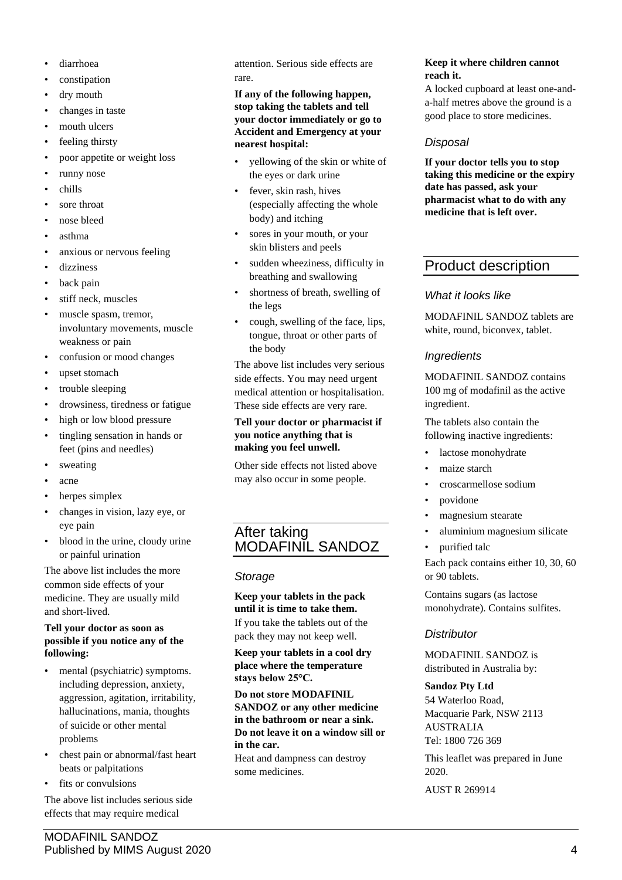- diarrhoea
- constipation
- dry mouth
- changes in taste
- mouth ulcers
- feeling thirsty
- poor appetite or weight loss
- runny nose
- chills
- sore throat
- nose bleed
- asthma
- anxious or nervous feeling
- dizziness
- back pain
- stiff neck, muscles
- muscle spasm, tremor, involuntary movements, muscle weakness or pain
- confusion or mood changes
- upset stomach
- trouble sleeping
- drowsiness, tiredness or fatigue
- high or low blood pressure
- tingling sensation in hands or feet (pins and needles)
- sweating
- acne
- herpes simplex
- changes in vision, lazy eye, or eye pain
- blood in the urine, cloudy urine or painful urination

The above list includes the more common side effects of your medicine. They are usually mild and short-lived.

**Tell your doctor as soon as possible if you notice any of the following:**

- mental (psychiatric) symptoms. including depression, anxiety, aggression, agitation, irritability, hallucinations, mania, thoughts of suicide or other mental problems
- chest pain or abnormal/fast heart beats or palpitations
- fits or convulsions

The above list includes serious side effects that may require medical attention. Serious side effects are rare.

**If any of the following happen, stop taking the tablets and tell your doctor immediately or go to Accident and Emergency at your nearest hospital:**

- yellowing of the skin or white of the eyes or dark urine
- fever, skin rash, hives (especially affecting the whole body) and itching
- sores in your mouth, or your skin blisters and peels
- sudden wheeziness, difficulty in breathing and swallowing
- shortness of breath, swelling of the legs
- cough, swelling of the face, lips, tongue, throat or other parts of the body

The above list includes very serious side effects. You may need urgent medical attention or hospitalisation. These side effects are very rare.

**Tell your doctor or pharmacist if you notice anything that is making you feel unwell.**

Other side effects not listed above may also occur in some people.

## After taking MODAFINIL SANDOZ

### *Storage*

**Keep your tablets in the pack until it is time to take them.**

If you take the tablets out of the pack they may not keep well.

**Keep your tablets in a cool dry place where the temperature stays below 25°C.**

**Do not store MODAFINIL SANDOZ or any other medicine in the bathroom or near a sink. Do not leave it on a window sill or in the car.**

Heat and dampness can destroy some medicines.

**Keep it where children cannot reach it.**

A locked cupboard at least one-and-a-half metres above the ground is a good place to store medicines.

### *Disposal*

**If your doctor tells you to stop taking this medicine or the expiry date has passed, ask your pharmacist what to do with any medicine that is left over.**

## Product description

### *What it looks like*

MODAFINIL SANDOZ tablets are white, round, biconvex, tablet.

### *Ingredients*

MODAFINIL SANDOZ contains 100 mg of modafinil as the active ingredient.

The tablets also contain the following inactive ingredients:

- lactose monohydrate
- maize starch
- croscarmellose sodium
- povidone
- magnesium stearate
- aluminium magnesium silicate
- purified talc

Each pack contains either 10, 30, 60 or 90 tablets.

Contains sugars (as lactose monohydrate). Contains sulfites.

### *Distributor*

MODAFINIL SANDOZ is distributed in Australia by:

**Sandoz Pty Ltd**
54 Waterloo Road,
Macquarie Park, NSW 2113
AUSTRALIA
Tel: 1800 726 369

This leaflet was prepared in June 2020.

AUST R 269914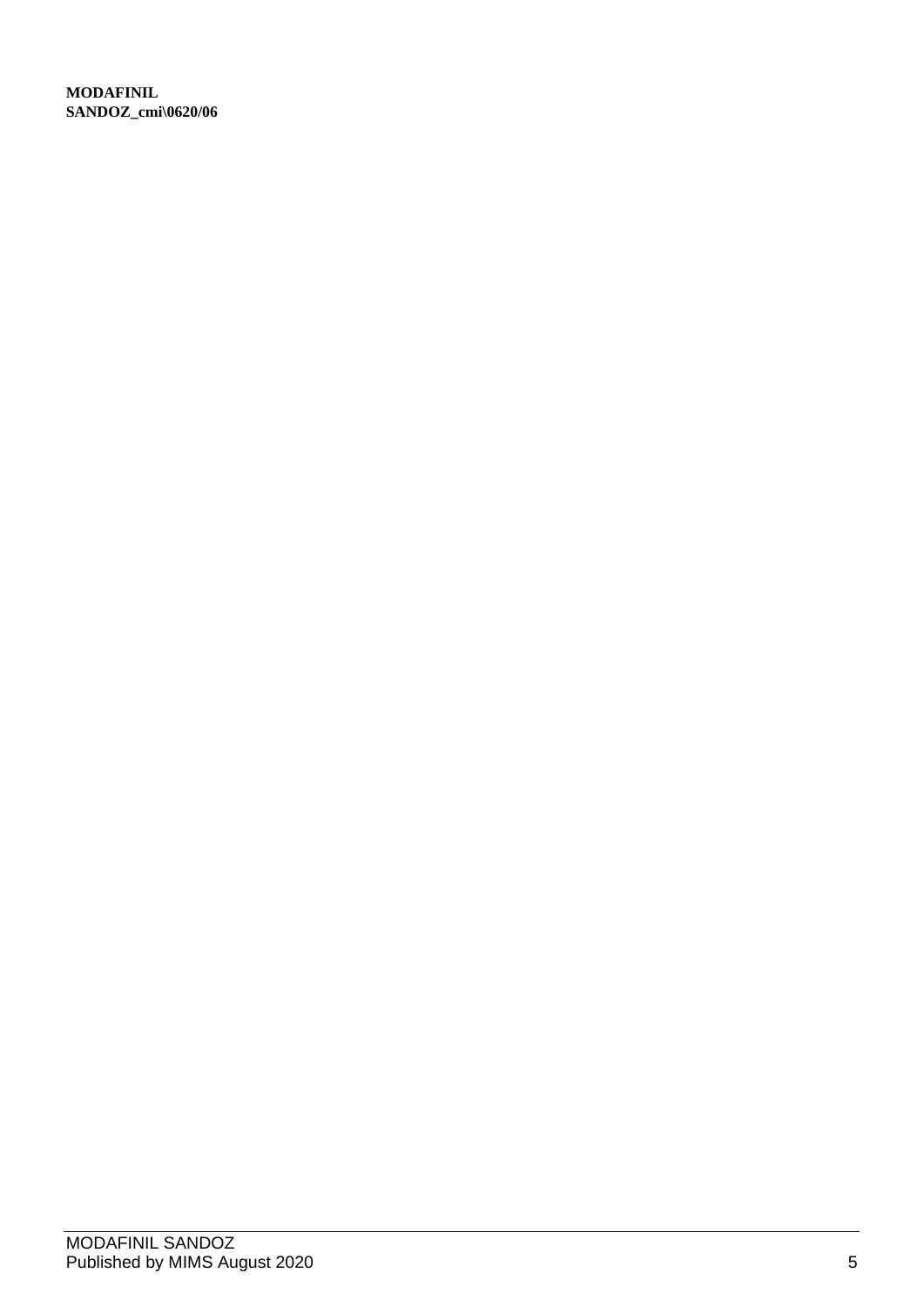**MODAFINIL**
**SANDOZ_cmi\0620/06**